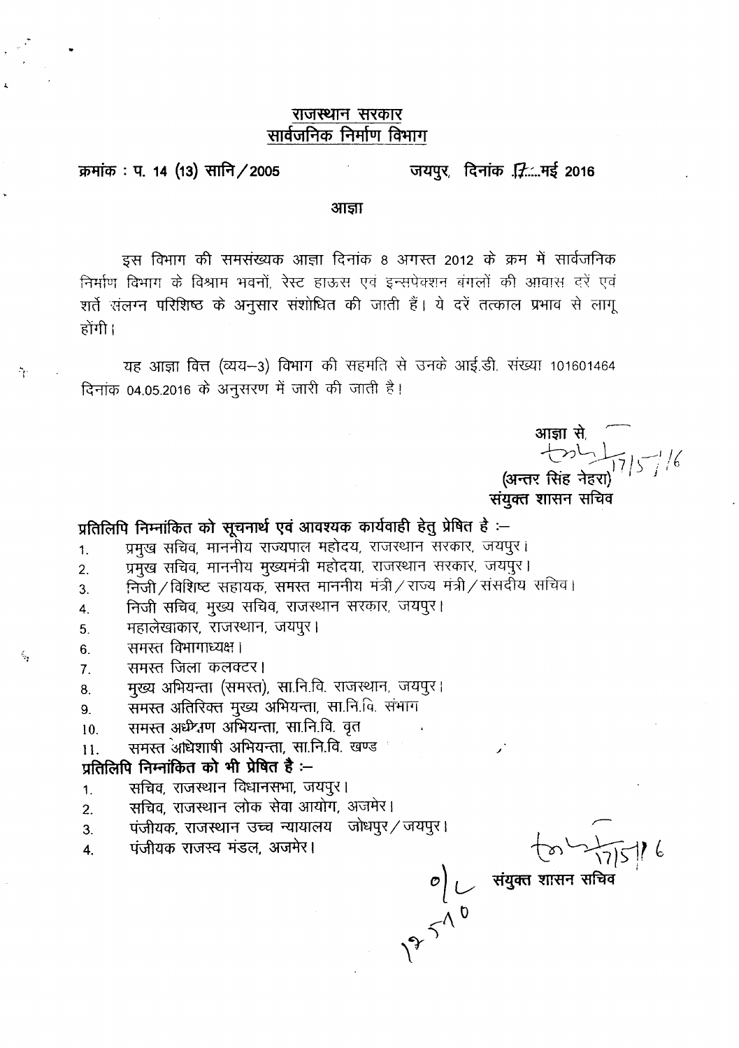# राजस्थान सरकार
## सार्वजनिक निर्माण विभाग

क्रमांक : प. 14 (13) सानि/2005 जयपुर, दिनांक 17....मई 2016

### आज्ञा

इस विभाग की समसंख्यक आज्ञा दिनांक 8 अगस्त 2012 के क्रम में सार्वजनिक निर्माण विभाग के विश्राम भवनों, रेस्ट हाऊस एवं इन्सपेक्शन बंगलों की आवास दरें एवं शर्तें संलग्न परिशिष्ट के अनुसार संशोधित की जाती हैं। ये दरें तत्काल प्रभाव से लागू होंगी।

यह आज्ञा वित्त (व्यय–3) विभाग की सहमति से उनके आई.डी. संख्या 101601464 दिनांक 04.05.2016 के अनुसरण में जारी की जाती है।

आज्ञा से,
17/5/16
(अन्तर सिंह नेहरा)
संयुक्त शासन सचिव

**प्रतिलिपि निम्नांकित को सूचनार्थ एवं आवश्यक कार्यवाही हेतु प्रेषित है :–**

1. प्रमुख सचिव, माननीय राज्यपाल महोदय, राजस्थान सरकार, जयपुर।
2. प्रमुख सचिव, माननीय मुख्यमंत्री महोदया, राजस्थान सरकार, जयपुर।
3. निजी/विशिष्ट सहायक, समस्त माननीय मंत्री/राज्य मंत्री/संसदीय सचिव।
4. निजी सचिव, मुख्य सचिव, राजस्थान सरकार, जयपुर।
5. महालेखाकार, राजस्थान, जयपुर।
6. समस्त विभागाध्यक्ष।
7. समस्त जिला कलक्टर।
8. मुख्य अभियन्ता (समस्त), सा.नि.वि. राजस्थान, जयपुर।
9. समस्त अतिरिक्त मुख्य अभियन्ता, सा.नि.वि. संभाग
10. समस्त अधीक्षण अभियन्ता, सा.नि.वि. वृत
11. समस्त अधिशाषी अभियन्ता, सा.नि.वि. खण्ड

**प्रतिलिपि निम्नांकित को भी प्रेषित है :–**

1. सचिव, राजस्थान विधानसभा, जयपुर।
2. सचिव, राजस्थान लोक सेवा आयोग, अजमेर।
3. पंजीयक, राजस्थान उच्च न्यायालय जोधपुर/जयपुर।
4. पंजीयक राजस्व मंडल, अजमेर।

17/5/16
संयुक्त शासन सचिव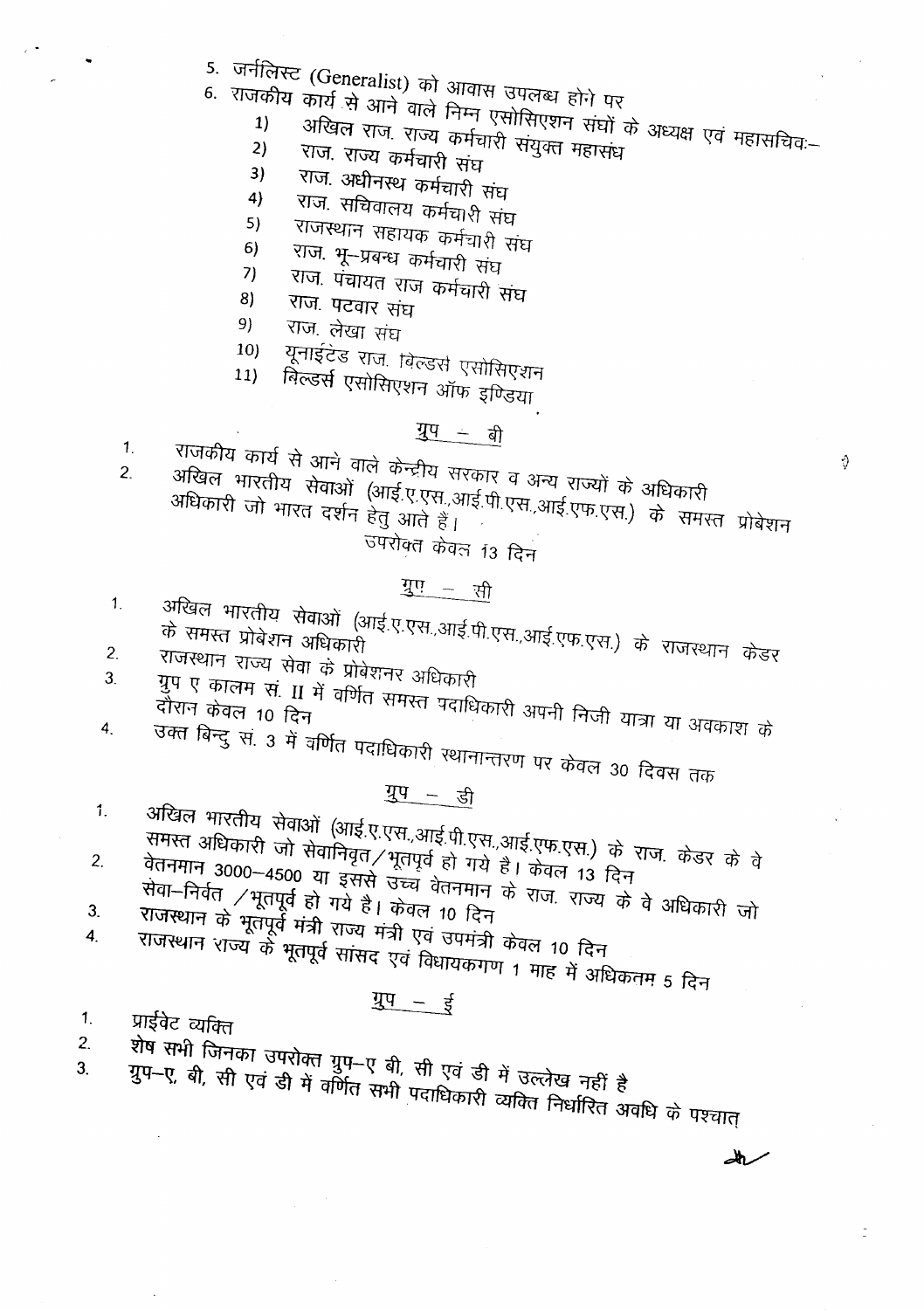5. जर्नलिस्ट (Generalist) को आवास उपलब्ध होने पर
6. राजकीय कार्य से आने वाले निम्न एसोसिएशन संघों के अध्यक्ष एवं महासचिवः–
   1) अखिल राज. राज्य कर्मचारी संयुक्त महासंघ
   2) राज. राज्य कर्मचारी संघ
   3) राज. अधीनस्थ कर्मचारी संघ
   4) राज. सचिवालय कर्मचारी संघ
   5) राजस्थान सहायक कर्मचारी संघ
   6) राज. भू–प्रबन्ध कर्मचारी संघ
   7) राज. पंचायत राज कर्मचारी संघ
   8) राज. पटवार संघ
   9) राज. लेखा संघ
   10) यूनाईटेड राज. बिल्डर्स एसोसिएशन
   11) बिल्डर्स एसोसिएशन ऑफ इण्डिया

## ग्रुप – बी

1. राजकीय कार्य से आने वाले केन्द्रीय सरकार व अन्य राज्यों के अधिकारी
2. अखिल भारतीय सेवाओं (आई.ए.एस.,आई.पी.एस.,आई.एफ.एस.) के समस्त प्रोबेशन अधिकारी जो भारत दर्शन हेतु आते हैं।

उपरोक्त केवल 13 दिन

## ग्रुप – सी

1. अखिल भारतीय सेवाओं (आई.ए.एस.,आई.पी.एस.,आई.एफ.एस.) के राजस्थान केडर के समस्त प्रोबेशन अधिकारी
2. राजस्थान राज्य सेवा के प्रोबेशनर अधिकारी
3. ग्रुप ए कालम सं. II में वर्णित समस्त पदाधिकारी अपनी निजी यात्रा या अवकाश के दौरान केवल 10 दिन
4. उक्त बिन्दु सं. 3 में वर्णित पदाधिकारी स्थानान्तरण पर केवल 30 दिवस तक

## ग्रुप – डी

1. अखिल भारतीय सेवाओं (आई.ए.एस.,आई.पी.एस.,आई.एफ.एस.) के राज. केडर के वे समस्त अधिकारी जो सेवानिवृत/भूतपूर्व हो गये है। केवल 13 दिन
2. वेतनमान 3000–4500 या इससे उच्च वेतनमान के राज. राज्य के वे अधिकारी जो सेवा–निर्वत /भूतपूर्व हो गये है। केवल 10 दिन
3. राजस्थान के भूतपूर्व मंत्री राज्य मंत्री एवं उपमंत्री केवल 10 दिन
4. राजस्थान राज्य के भूतपूर्व सांसद एवं विधायकगण 1 माह में अधिकतम 5 दिन

## ग्रुप – ई

1. प्राईवेट व्यक्ति
2. शेष सभी जिनका उपरोक्त ग्रुप–ए बी, सी एवं डी में उल्लेख नहीं है
3. ग्रुप–ए, बी, सी एवं डी में वर्णित सभी पदाधिकारी व्यक्ति निर्धारित अवधि के पश्चात्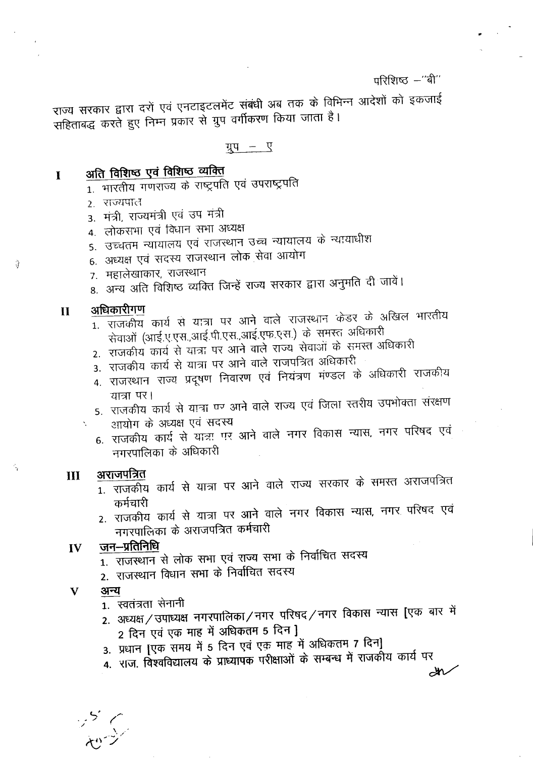परिशिष्ठ –"बी"

राज्य सरकार द्वारा दरों एवं एनटाइटलमेंट संबंधी अब तक के विभिन्न आदेशों को इकजाई सहिताबद्ध करते हुए निम्न प्रकार से ग्रुप वर्गीकरण किया जाता है।

## ग्रुप – ए

### I अति विशिष्ठ एवं विशिष्ठ व्यक्ति

1. भारतीय गणराज्य के राष्ट्रपति एवं उपराष्ट्रपति
2. राज्यपाल
3. मंत्री, राज्यमंत्री एवं उप मंत्री
4. लोकसभा एवं विधान सभा अध्यक्ष
5. उच्चतम न्यायालय एवं राजस्थान उच्च न्यायालय के न्यायाधीश
6. अध्यक्ष एवं सदस्य राजस्थान लोक सेवा आयोग
7. महालेखाकार, राजस्थान
8. अन्य अति विशिष्ठ व्यक्ति जिन्हें राज्य सरकार द्वारा अनुमति दी जावें।

### II अधिकारीगण

1. राजकीय कार्य से यात्रा पर आने वाले राजस्थान केडर के अखिल भारतीय सेवाओं (आई.ए.एस.,आई.पी.एस.,आई.एफ.एस.) के समस्त अधिकारी
2. राजकीय कार्य से यात्रा पर आने वाले राज्य सेवाओं के समस्त अधिकारी
3. राजकीय कार्य से यात्रा पर आने वाले राजपत्रित अधिकारी
4. राजस्थान राज्य प्रदूषण निवारण एवं नियंत्रण मंण्डल के अधिकारी राजकीय यात्रा पर।
5. राजकीय कार्य से यात्रा पर आने वाले राज्य एवं जिला स्तरीय उपभोक्ता संरक्षण आयोग के अध्यक्ष एवं सदस्य
6. राजकीय कार्य से यात्रा पर आने वाले नगर विकास न्यास, नगर परिषद एवं नगरपालिका के अधिकारी

### III अराजपत्रित

1. राजकीय कार्य से यात्रा पर आने वाले राज्य सरकार के समस्त अराजपत्रित कर्मचारी
2. राजकीय कार्य से यात्रा पर आने वाले नगर विकास न्यास, नगर परिषद एवं नगरपालिका के अराजपत्रित कर्मचारी

### IV जन–प्रतिनिधि

1. राजस्थान से लोक सभा एवं राज्य सभा के निर्वाचित सदस्य
2. राजस्थान विधान सभा के निर्वाचित सदस्य

### V अन्य

1. स्वतंत्रता सेनानी
2. अध्यक्ष/उपाध्यक्ष नगरपालिका/नगर परिषद/नगर विकास न्यास [एक बार में 2 दिन एवं एक माह में अधिकतम 5 दिन ]
3. प्रधान [एक समय में 5 दिन एवं एक माह में अधिकतम 7 दिन]
4. राज. विश्वविद्यालय के प्राध्यापक परीक्षाओं के सम्बन्ध में राजकीय कार्य पर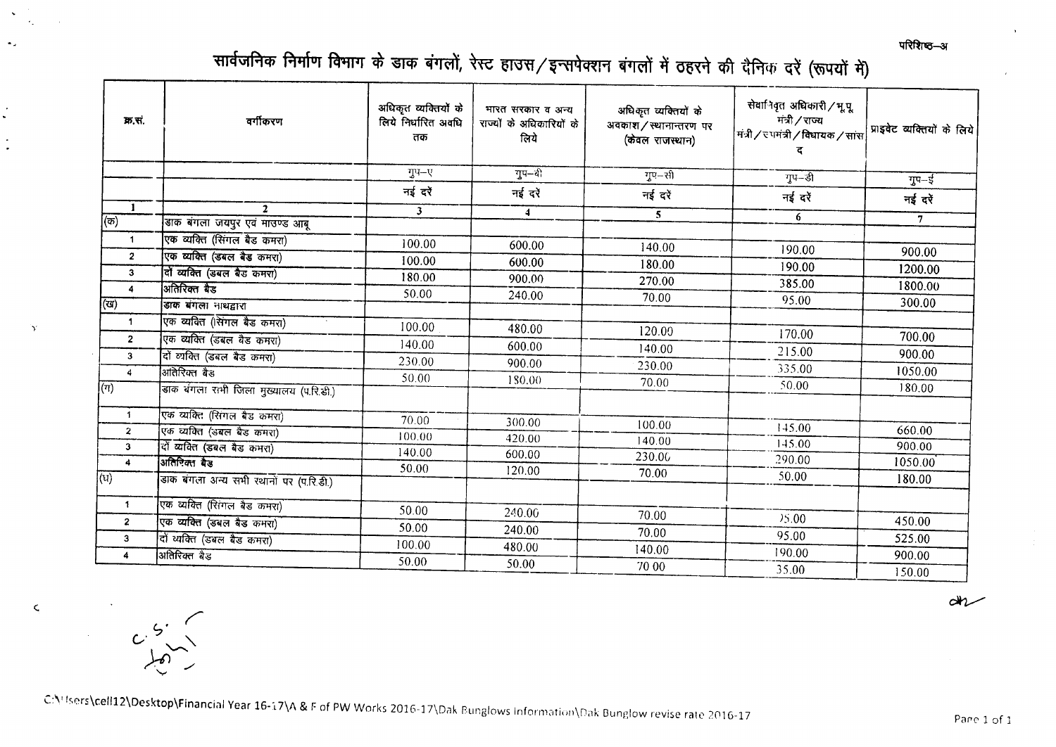परिशिष्ठ–अ

# सार्वजनिक निर्माण विभाग के डाक बंगलों, रेस्ट हाउस/इन्सपेक्शन बंगलों में ठहरने की दैनिक दरें (रूपयों में)

| क्र.सं. | वर्गीकरण | अधिकृत व्यक्तियों के लिये निर्धारित अवधि तक | भारत सरकार व अन्य राज्यों के अधिकारियों के लिये | अधिकृत व्यक्तियों के अवकाश/स्थानान्तरण पर (केवल राजस्थान) | सेवानिवृत अधिकारी/भू.पू. मंत्री/राज्य मंत्री/उपमंत्री/विधायक/सांसद | प्राइवेट व्यक्तियों के लिये |
|---|---|---|---|---|---|---|
| | | ग्रुप–ए | ग्रुप–बी | ग्रुप–सी | ग्रुप–डी | ग्रुप–ई |
| | | नई दरें | नई दरें | नई दरें | नई दरें | नई दरें |
| 1 | 2 | 3 | 4 | 5 | 6 | 7 |
| (क) | डाक बंगला जयपुर एवं माउण्ड आबू | | | | | |
| 1 | एक व्यक्ति (सिंगल बैड कमरा) | 100.00 | 600.00 | 140.00 | 190.00 | 900.00 |
| 2 | एक व्यक्ति (डबल बैड कमरा) | 100.00 | 600.00 | 180.00 | 190.00 | 1200.00 |
| 3 | दो व्यक्ति (डबल बैड कमरा) | 180.00 | 900.00 | 270.00 | 385.00 | 1800.00 |
| 4 | अतिरिक्त बैड | 50.00 | 240.00 | 70.00 | 95.00 | 300.00 |
| (ख) | डाक बंगला नाथद्वारा | | | | | |
| 1 | एक व्यक्ति (सिंगल बैड कमरा) | 100.00 | 480.00 | 120.00 | 170.00 | 700.00 |
| 2 | एक व्यक्ति (डबल बैड कमरा) | 140.00 | 600.00 | 140.00 | 215.00 | 900.00 |
| 3 | दो व्यक्ति (डबल बैड कमरा) | 230.00 | 900.00 | 230.00 | 335.00 | 1050.00 |
| 4 | अतिरिक्त बैड | 50.00 | 180.00 | 70.00 | 50.00 | 180.00 |
| (ग) | डाक बंगला सभी जिला मुख्यालय (प.रि.डी.) | | | | | |
| 1 | एक व्यक्ति (सिंगल बैड कमरा) | 70.00 | 300.00 | 100.00 | 145.00 | 660.00 |
| 2 | एक व्यक्ति (डबल बैड कमरा) | 100.00 | 420.00 | 140.00 | 145.00 | 900.00 |
| 3 | दो व्यक्ति (डबल बैड कमरा) | 140.00 | 600.00 | 230.00 | 290.00 | 1050.00 |
| 4 | अतिरिक्त बैड | 50.00 | 120.00 | 70.00 | 50.00 | 180.00 |
| (घ) | डाक बंगला अन्य सभी स्थानों पर (प.रि.डी.) | | | | | |
| 1 | एक व्यक्ति (सिंगल बैड कमरा) | 50.00 | 240.00 | 70.00 | 95.00 | 450.00 |
| 2 | एक व्यक्ति (डबल बैड कमरा) | 50.00 | 240.00 | 70.00 | 95.00 | 525.00 |
| 3 | दो व्यक्ति (डबल बैड कमरा) | 100.00 | 480.00 | 140.00 | 190.00 | 900.00 |
| 4 | अतिरिक्त बैड | 50.00 | 50.00 | 70.00 | 35.00 | 150.00 |

C:\Users\cell12\Desktop\Financial Year 16-17\A & F of PW Works 2016-17\Dak Bunglows Information\Dak Bunglow revise rate 2016-17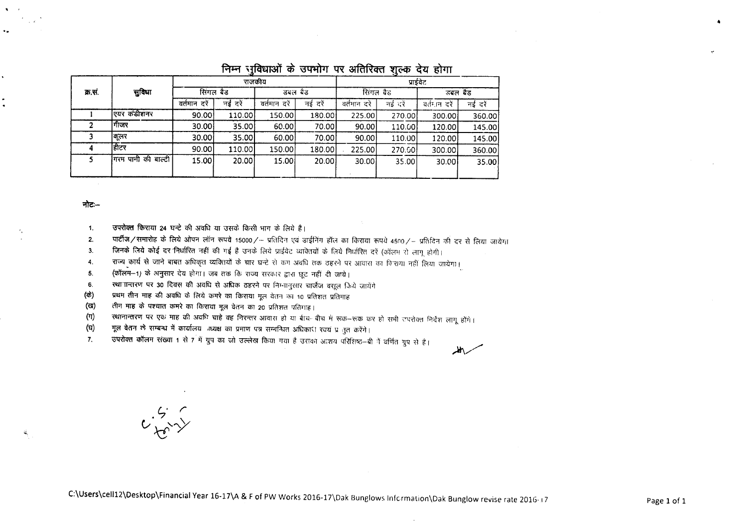## निम्न सुविधाओं के उपभोग पर अतिरिक्त शुल्क देय होगा

| क्र.सं. | सुविधा | राजकीय | | | | प्राईवेट | | | |
|---|---|---|---|---|---|---|---|---|---|
| | | सिंगल बैड | | डबल बैड | | सिंगल बैड | | डबल बैड | |
| | | वर्तमान दरें | नई दरें | वर्तमान दरें | नई दरें | वर्तमान दरें | नई दरें | वर्तमान दरें | नई दरें |
| 1 | एयर कंडीशनर | 90.00 | 110.00 | 150.00 | 180.00 | 225.00 | 270.00 | 300.00 | 360.00 |
| 2 | गीजर | 30.00 | 35.00 | 60.00 | 70.00 | 90.00 | 110.00 | 120.00 | 145.00 |
| 3 | कूलर | 30.00 | 35.00 | 60.00 | 70.00 | 90.00 | 110.00 | 120.00 | 145.00 |
| 4 | हीटर | 90.00 | 110.00 | 150.00 | 180.00 | 225.00 | 270.00 | 300.00 | 360.00 |
| 5 | गरम पानी की बाल्टी | 15.00 | 20.00 | 15.00 | 20.00 | 30.00 | 35.00 | 30.00 | 35.00 |

**नोटः–**

1. उपरोक्त किराया 24 घन्टे की अवधि या उसके किसी भाग के लिये है।
2. पार्टीज/समारोह के लिये ओपन लॉन रूपये 15000/– प्रतिदिन एवं डाईनिंग हॉल का किराया रूपये 4500/– प्रतिदिन की दर से लिया जायेगा।
3. जिनके लिये कोई दर निर्धारित नही की गई है उनके लिये प्राईवेट व्यक्तियों के लिये निर्धारित दरें (कॉलम 5) लागू होगी।
4. राज्य कार्य से जाने बाबत अधिकृत व्यक्तियों के चार घन्टे से कम अवधि तक ठहरने पर आवास का किराया नही लिया जायेगा।
5. (कॉलम–1) के अनुसार देय होगा। जब तक कि राज्य सरकार द्वारा छूट नहीं दी जाये।
6. स्थानान्तरण पर 30 दिवस की अवधि से अधिक ठहरने पर निम्नानुसार चार्जेज वसूल किये जायेंगे
   (क) प्रथम तीन माह की अवधि के लिये कमरे का किराया मूल वेतन का 10 प्रतिशत प्रतिमाह
   (ख) तीन माह के पश्चात कमरे का किराया मूल वेतन का 20 प्रतिशत प्रतिमाह।
   (ग) स्थानान्तरण पर एक माह की अवधि चाहे वह निरन्तर आवास हो या बीच–बीच में रूक–रूक कर हो सभी उपरोक्त निर्देश लागू होंगे।
   (घ) मूल वेतन के सम्बन्ध में कार्यालय अध्यक्ष का प्रमाण पत्र सम्बन्धित अधिकारी स्वयं प्रस्तुत करेंगे।
7. उपरोक्त कॉलम संख्या 1 से 7 में ग्रुप का जो उल्लेख किया गया है उसका आशय परिशिष्ट–बी में वर्णित ग्रुप से है।

C:\Users\cell12\Desktop\Financial Year 16-17\A & F of PW Works 2016-17\Dak Bunglows Information\Dak Bunglow revise rate 2016-17